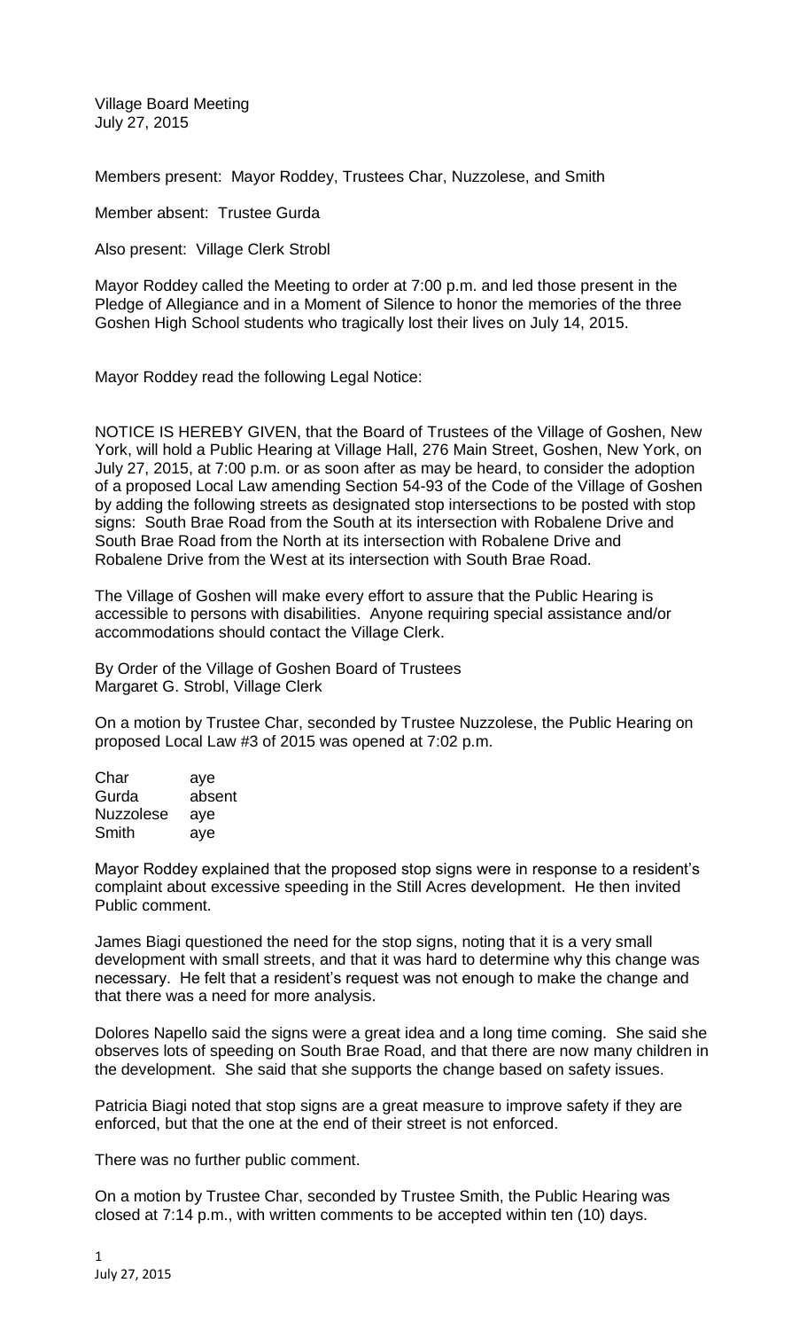Village Board Meeting
July 27, 2015

Members present: Mayor Roddey, Trustees Char, Nuzzolese, and Smith

Member absent: Trustee Gurda

Also present: Village Clerk Strobl

Mayor Roddey called the Meeting to order at 7:00 p.m. and led those present in the Pledge of Allegiance and in a Moment of Silence to honor the memories of the three Goshen High School students who tragically lost their lives on July 14, 2015.

Mayor Roddey read the following Legal Notice:

NOTICE IS HEREBY GIVEN, that the Board of Trustees of the Village of Goshen, New York, will hold a Public Hearing at Village Hall, 276 Main Street, Goshen, New York, on July 27, 2015, at 7:00 p.m. or as soon after as may be heard, to consider the adoption of a proposed Local Law amending Section 54-93 of the Code of the Village of Goshen by adding the following streets as designated stop intersections to be posted with stop signs: South Brae Road from the South at its intersection with Robalene Drive and South Brae Road from the North at its intersection with Robalene Drive and Robalene Drive from the West at its intersection with South Brae Road.

The Village of Goshen will make every effort to assure that the Public Hearing is accessible to persons with disabilities. Anyone requiring special assistance and/or accommodations should contact the Village Clerk.

By Order of the Village of Goshen Board of Trustees
Margaret G. Strobl, Village Clerk

On a motion by Trustee Char, seconded by Trustee Nuzzolese, the Public Hearing on proposed Local Law #3 of 2015 was opened at 7:02 p.m.

| | |
|---|---|
| Char | aye |
| Gurda | absent |
| Nuzzolese | aye |
| Smith | aye |

Mayor Roddey explained that the proposed stop signs were in response to a resident's complaint about excessive speeding in the Still Acres development. He then invited Public comment.

James Biagi questioned the need for the stop signs, noting that it is a very small development with small streets, and that it was hard to determine why this change was necessary. He felt that a resident's request was not enough to make the change and that there was a need for more analysis.

Dolores Napello said the signs were a great idea and a long time coming. She said she observes lots of speeding on South Brae Road, and that there are now many children in the development. She said that she supports the change based on safety issues.

Patricia Biagi noted that stop signs are a great measure to improve safety if they are enforced, but that the one at the end of their street is not enforced.

There was no further public comment.

On a motion by Trustee Char, seconded by Trustee Smith, the Public Hearing was closed at 7:14 p.m., with written comments to be accepted within ten (10) days.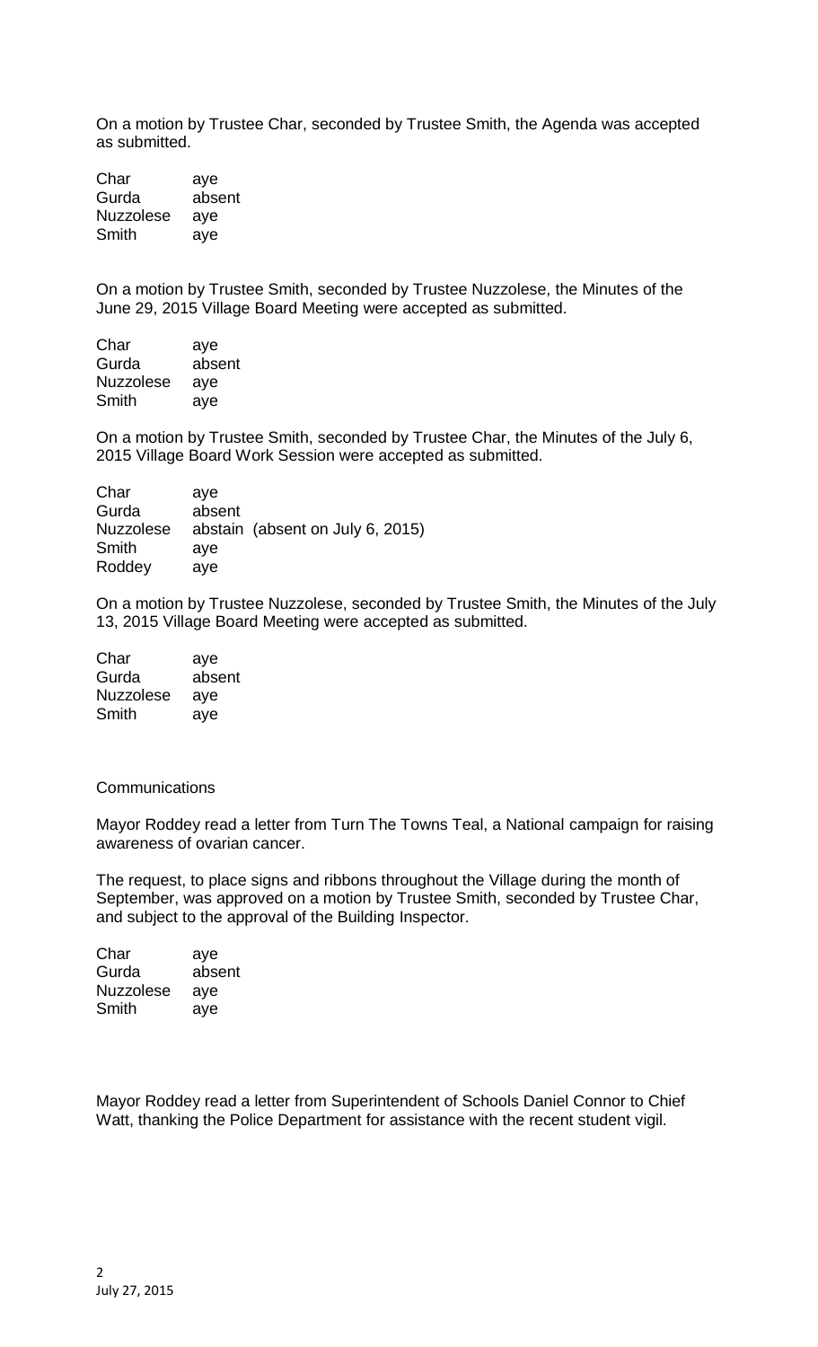On a motion by Trustee Char, seconded by Trustee Smith, the Agenda was accepted as submitted.

| | |
|---|---|
| Char | aye |
| Gurda | absent |
| Nuzzolese | aye |
| Smith | aye |

On a motion by Trustee Smith, seconded by Trustee Nuzzolese, the Minutes of the June 29, 2015 Village Board Meeting were accepted as submitted.

| | |
|---|---|
| Char | aye |
| Gurda | absent |
| Nuzzolese | aye |
| Smith | aye |

On a motion by Trustee Smith, seconded by Trustee Char, the Minutes of the July 6, 2015 Village Board Work Session were accepted as submitted.

| | |
|---|---|
| Char | aye |
| Gurda | absent |
| Nuzzolese | abstain (absent on July 6, 2015) |
| Smith | aye |
| Roddey | aye |

On a motion by Trustee Nuzzolese, seconded by Trustee Smith, the Minutes of the July 13, 2015 Village Board Meeting were accepted as submitted.

| | |
|---|---|
| Char | aye |
| Gurda | absent |
| Nuzzolese | aye |
| Smith | aye |

Communications

Mayor Roddey read a letter from Turn The Towns Teal, a National campaign for raising awareness of ovarian cancer.

The request, to place signs and ribbons throughout the Village during the month of September, was approved on a motion by Trustee Smith, seconded by Trustee Char, and subject to the approval of the Building Inspector.

| | |
|---|---|
| Char | aye |
| Gurda | absent |
| Nuzzolese | aye |
| Smith | aye |

Mayor Roddey read a letter from Superintendent of Schools Daniel Connor to Chief Watt, thanking the Police Department for assistance with the recent student vigil.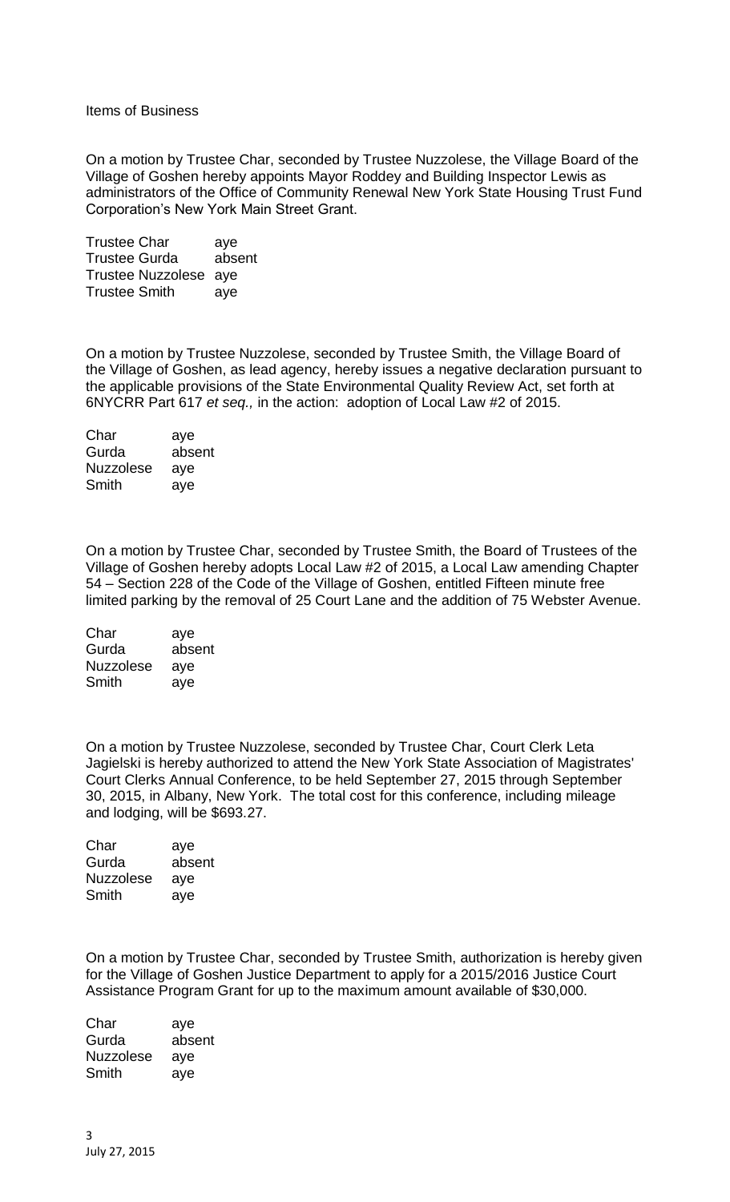Items of Business

On a motion by Trustee Char, seconded by Trustee Nuzzolese, the Village Board of the Village of Goshen hereby appoints Mayor Roddey and Building Inspector Lewis as administrators of the Office of Community Renewal New York State Housing Trust Fund Corporation's New York Main Street Grant.

| | |
|---|---|
| Trustee Char | aye |
| Trustee Gurda | absent |
| Trustee Nuzzolese | aye |
| Trustee Smith | aye |

On a motion by Trustee Nuzzolese, seconded by Trustee Smith, the Village Board of the Village of Goshen, as lead agency, hereby issues a negative declaration pursuant to the applicable provisions of the State Environmental Quality Review Act, set forth at 6NYCRR Part 617 *et seq.,* in the action: adoption of Local Law #2 of 2015.

| | |
|---|---|
| Char | aye |
| Gurda | absent |
| Nuzzolese | aye |
| Smith | aye |

On a motion by Trustee Char, seconded by Trustee Smith, the Board of Trustees of the Village of Goshen hereby adopts Local Law #2 of 2015, a Local Law amending Chapter 54 – Section 228 of the Code of the Village of Goshen, entitled Fifteen minute free limited parking by the removal of 25 Court Lane and the addition of 75 Webster Avenue.

| | |
|---|---|
| Char | aye |
| Gurda | absent |
| Nuzzolese | aye |
| Smith | aye |

On a motion by Trustee Nuzzolese, seconded by Trustee Char, Court Clerk Leta Jagielski is hereby authorized to attend the New York State Association of Magistrates' Court Clerks Annual Conference, to be held September 27, 2015 through September 30, 2015, in Albany, New York. The total cost for this conference, including mileage and lodging, will be $693.27.

| | |
|---|---|
| Char | aye |
| Gurda | absent |
| Nuzzolese | aye |
| Smith | aye |

On a motion by Trustee Char, seconded by Trustee Smith, authorization is hereby given for the Village of Goshen Justice Department to apply for a 2015/2016 Justice Court Assistance Program Grant for up to the maximum amount available of $30,000.

| | |
|---|---|
| Char | aye |
| Gurda | absent |
| Nuzzolese | aye |
| Smith | aye |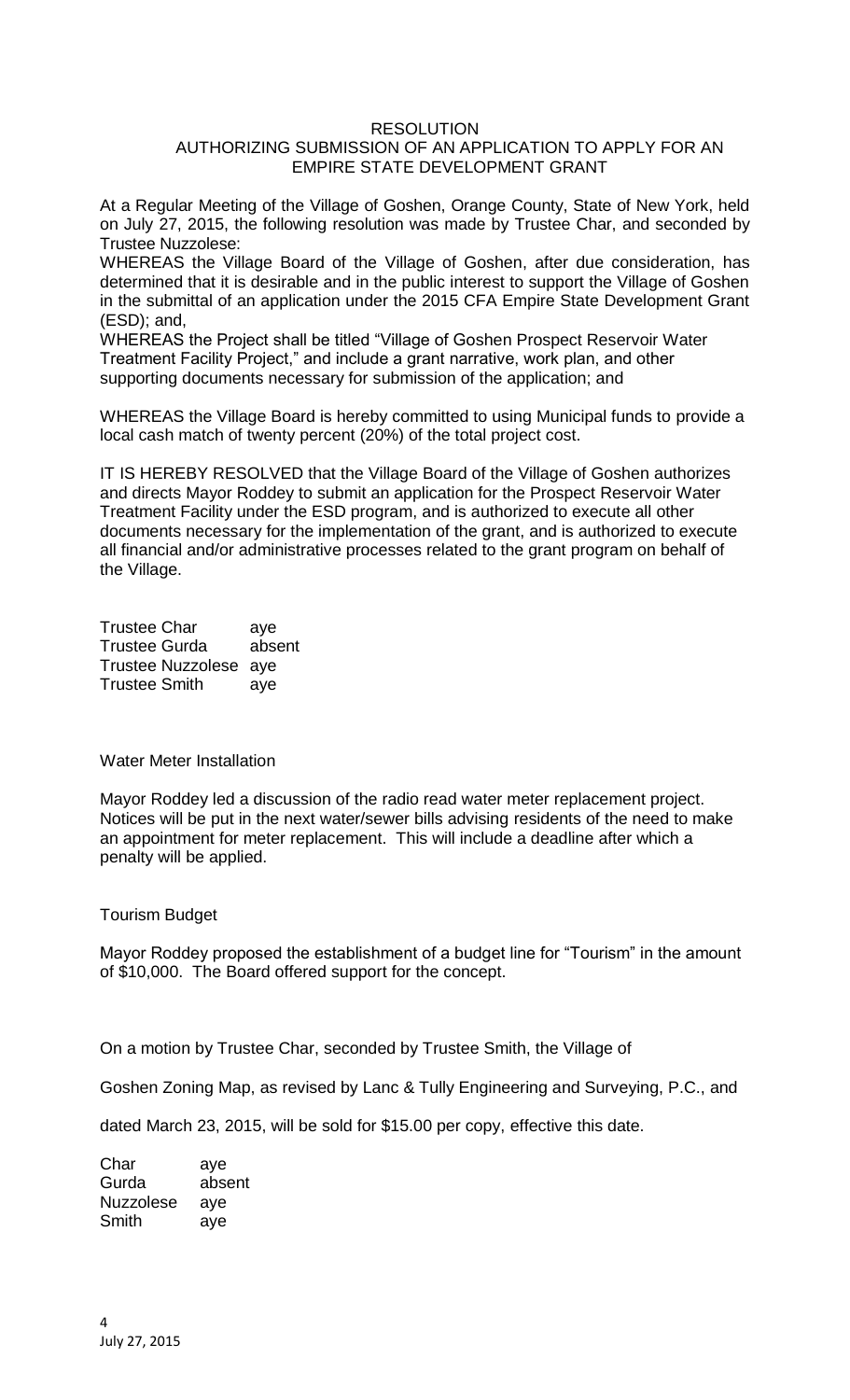## RESOLUTION

### AUTHORIZING SUBMISSION OF AN APPLICATION TO APPLY FOR AN EMPIRE STATE DEVELOPMENT GRANT

At a Regular Meeting of the Village of Goshen, Orange County, State of New York, held on July 27, 2015, the following resolution was made by Trustee Char, and seconded by Trustee Nuzzolese:

WHEREAS the Village Board of the Village of Goshen, after due consideration, has determined that it is desirable and in the public interest to support the Village of Goshen in the submittal of an application under the 2015 CFA Empire State Development Grant (ESD); and,

WHEREAS the Project shall be titled "Village of Goshen Prospect Reservoir Water Treatment Facility Project," and include a grant narrative, work plan, and other supporting documents necessary for submission of the application; and

WHEREAS the Village Board is hereby committed to using Municipal funds to provide a local cash match of twenty percent (20%) of the total project cost.

IT IS HEREBY RESOLVED that the Village Board of the Village of Goshen authorizes and directs Mayor Roddey to submit an application for the Prospect Reservoir Water Treatment Facility under the ESD program, and is authorized to execute all other documents necessary for the implementation of the grant, and is authorized to execute all financial and/or administrative processes related to the grant program on behalf of the Village.

Trustee Char aye
Trustee Gurda absent
Trustee Nuzzolese aye
Trustee Smith aye

Water Meter Installation

Mayor Roddey led a discussion of the radio read water meter replacement project. Notices will be put in the next water/sewer bills advising residents of the need to make an appointment for meter replacement. This will include a deadline after which a penalty will be applied.

Tourism Budget

Mayor Roddey proposed the establishment of a budget line for "Tourism" in the amount of $10,000. The Board offered support for the concept.

On a motion by Trustee Char, seconded by Trustee Smith, the Village of Goshen Zoning Map, as revised by Lanc & Tully Engineering and Surveying, P.C., and dated March 23, 2015, will be sold for $15.00 per copy, effective this date.

Char aye
Gurda absent
Nuzzolese aye
Smith aye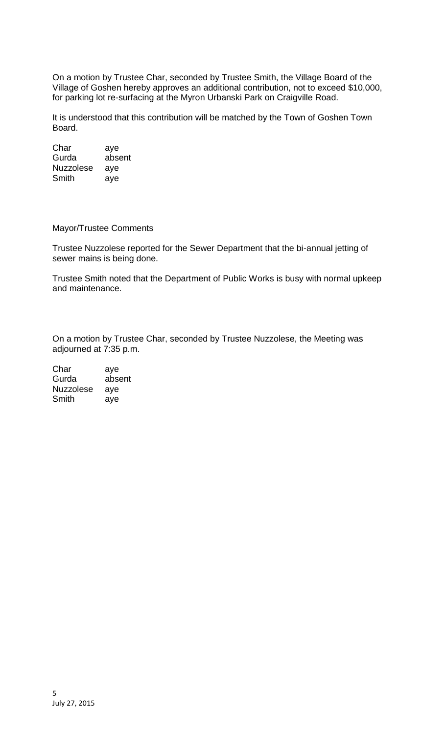On a motion by Trustee Char, seconded by Trustee Smith, the Village Board of the Village of Goshen hereby approves an additional contribution, not to exceed $10,000, for parking lot re-surfacing at the Myron Urbanski Park on Craigville Road.

It is understood that this contribution will be matched by the Town of Goshen Town Board.

| | |
|---|---|
| Char | aye |
| Gurda | absent |
| Nuzzolese | aye |
| Smith | aye |

Mayor/Trustee Comments

Trustee Nuzzolese reported for the Sewer Department that the bi-annual jetting of sewer mains is being done.

Trustee Smith noted that the Department of Public Works is busy with normal upkeep and maintenance.

On a motion by Trustee Char, seconded by Trustee Nuzzolese, the Meeting was adjourned at 7:35 p.m.

| | |
|---|---|
| Char | aye |
| Gurda | absent |
| Nuzzolese | aye |
| Smith | aye |